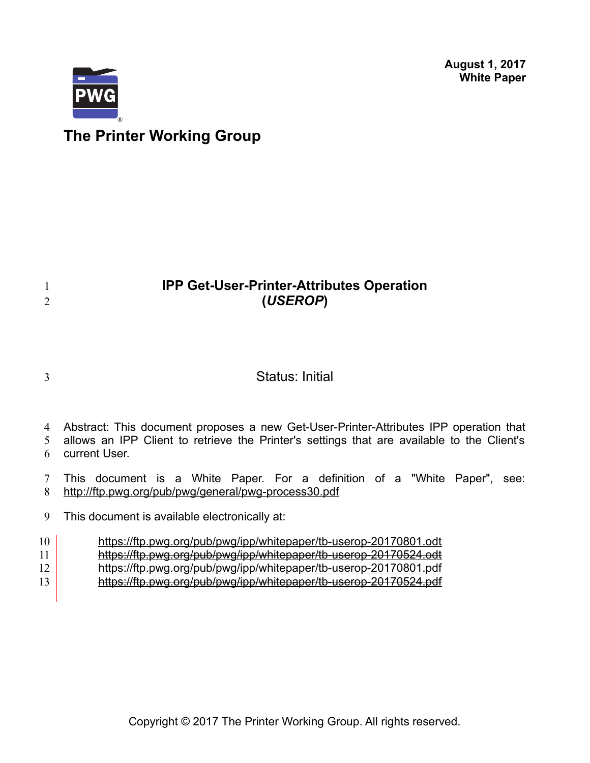**August 1, 2017**
**White Paper**

**The Printer Working Group**

# IPP Get-User-Printer-Attributes Operation (*USEROP*)

Status: Initial

Abstract: This document proposes a new Get-User-Printer-Attributes IPP operation that allows an IPP Client to retrieve the Printer's settings that are available to the Client's current User.

This document is a White Paper. For a definition of a "White Paper", see: http://ftp.pwg.org/pub/pwg/general/pwg-process30.pdf

This document is available electronically at:

https://ftp.pwg.org/pub/pwg/ipp/whitepaper/tb-userop-20170801.odt
~~https://ftp.pwg.org/pub/pwg/ipp/whitepaper/tb-userop-20170524.odt~~
https://ftp.pwg.org/pub/pwg/ipp/whitepaper/tb-userop-20170801.pdf
~~https://ftp.pwg.org/pub/pwg/ipp/whitepaper/tb-userop-20170524.pdf~~

Copyright © 2017 The Printer Working Group. All rights reserved.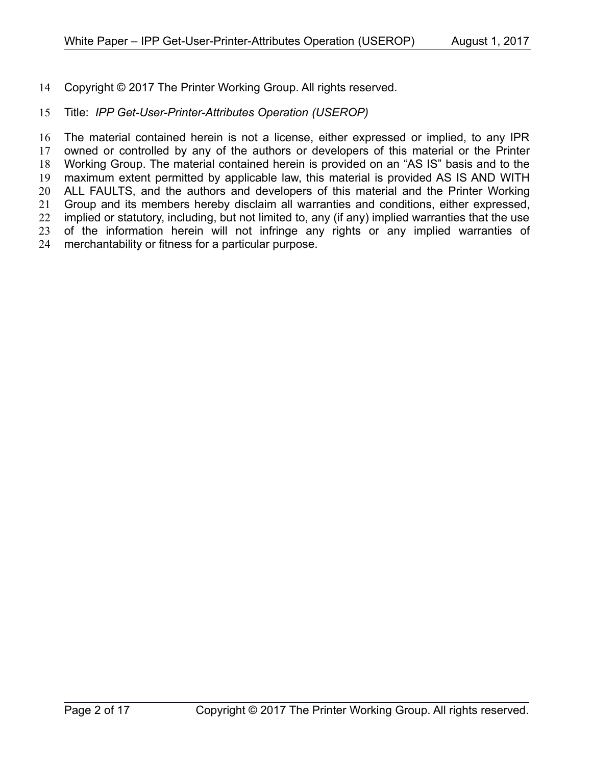Copyright © 2017 The Printer Working Group. All rights reserved.

Title: *IPP Get-User-Printer-Attributes Operation (USEROP)*

The material contained herein is not a license, either expressed or implied, to any IPR owned or controlled by any of the authors or developers of this material or the Printer Working Group. The material contained herein is provided on an "AS IS" basis and to the maximum extent permitted by applicable law, this material is provided AS IS AND WITH ALL FAULTS, and the authors and developers of this material and the Printer Working Group and its members hereby disclaim all warranties and conditions, either expressed, implied or statutory, including, but not limited to, any (if any) implied warranties that the use of the information herein will not infringe any rights or any implied warranties of merchantability or fitness for a particular purpose.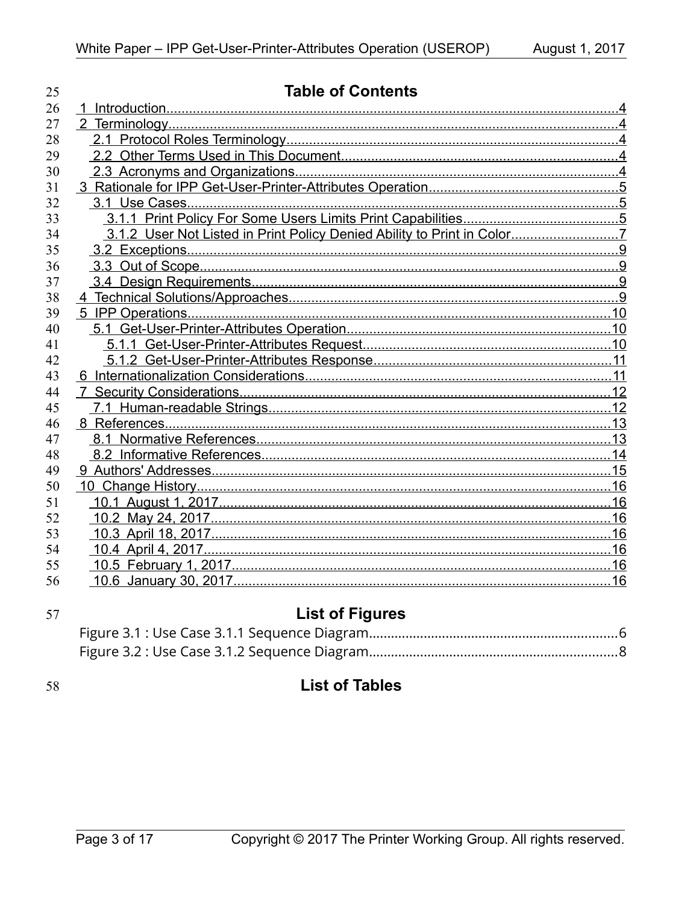# Table of Contents

- 1 Introduction........................................................................................................................4
- 2 Terminology........................................................................................................................4
  - 2.1 Protocol Roles Terminology........................................................................................4
  - 2.2 Other Terms Used in This Document.........................................................................4
  - 2.3 Acronyms and Organizations......................................................................................4
- 3 Rationale for IPP Get-User-Printer-Attributes Operation..................................................5
  - 3.1 Use Cases...................................................................................................................5
    - 3.1.1 Print Policy For Some Users Limits Print Capabilities.........................................5
    - 3.1.2 User Not Listed in Print Policy Denied Ability to Print in Color............................7
  - 3.2 Exceptions...................................................................................................................9
  - 3.3 Out of Scope................................................................................................................9
  - 3.4 Design Requirements..................................................................................................9
- 4 Technical Solutions/Approaches........................................................................................9
- 5 IPP Operations.................................................................................................................10
  - 5.1 Get-User-Printer-Attributes Operation......................................................................10
    - 5.1.1 Get-User-Printer-Attributes Request..................................................................10
    - 5.1.2 Get-User-Printer-Attributes Response................................................................11
- 6 Internationalization Considerations..................................................................................11
- 7 Security Considerations...................................................................................................12
  - 7.1 Human-readable Strings...........................................................................................12
- 8 References.......................................................................................................................13
  - 8.1 Normative References..............................................................................................13
  - 8.2 Informative References.............................................................................................14
- 9 Authors' Addresses..........................................................................................................15
- 10 Change History..............................................................................................................16
  - 10.1 August 1, 2017........................................................................................................16
  - 10.2 May 24, 2017...........................................................................................................16
  - 10.3 April 18, 2017...........................................................................................................16
  - 10.4 April 4, 2017.............................................................................................................16
  - 10.5 February 1, 2017.....................................................................................................16
  - 10.6 January 30, 2017.....................................................................................................16

# List of Figures

- Figure 3.1 : Use Case 3.1.1 Sequence Diagram...................................................................6
- Figure 3.2 : Use Case 3.1.2 Sequence Diagram...................................................................8

# List of Tables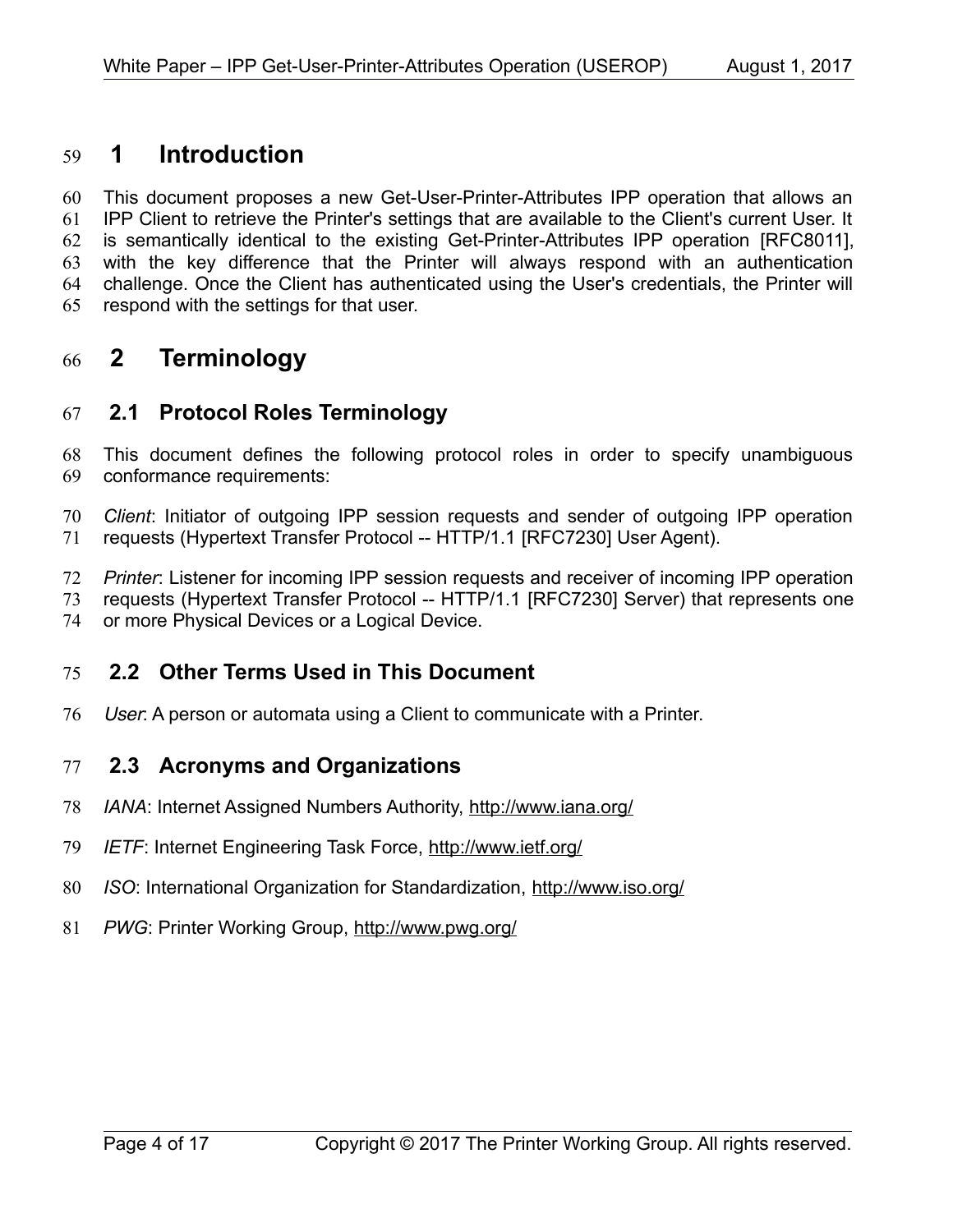# 1 Introduction

This document proposes a new Get-User-Printer-Attributes IPP operation that allows an IPP Client to retrieve the Printer's settings that are available to the Client's current User. It is semantically identical to the existing Get-Printer-Attributes IPP operation [RFC8011], with the key difference that the Printer will always respond with an authentication challenge. Once the Client has authenticated using the User's credentials, the Printer will respond with the settings for that user.

# 2 Terminology

## 2.1 Protocol Roles Terminology

This document defines the following protocol roles in order to specify unambiguous conformance requirements:

*Client*: Initiator of outgoing IPP session requests and sender of outgoing IPP operation requests (Hypertext Transfer Protocol -- HTTP/1.1 [RFC7230] User Agent).

*Printer*: Listener for incoming IPP session requests and receiver of incoming IPP operation requests (Hypertext Transfer Protocol -- HTTP/1.1 [RFC7230] Server) that represents one or more Physical Devices or a Logical Device.

## 2.2 Other Terms Used in This Document

*User*: A person or automata using a Client to communicate with a Printer.

## 2.3 Acronyms and Organizations

*IANA*: Internet Assigned Numbers Authority, http://www.iana.org/

*IETF*: Internet Engineering Task Force, http://www.ietf.org/

*ISO*: International Organization for Standardization, http://www.iso.org/

*PWG*: Printer Working Group, http://www.pwg.org/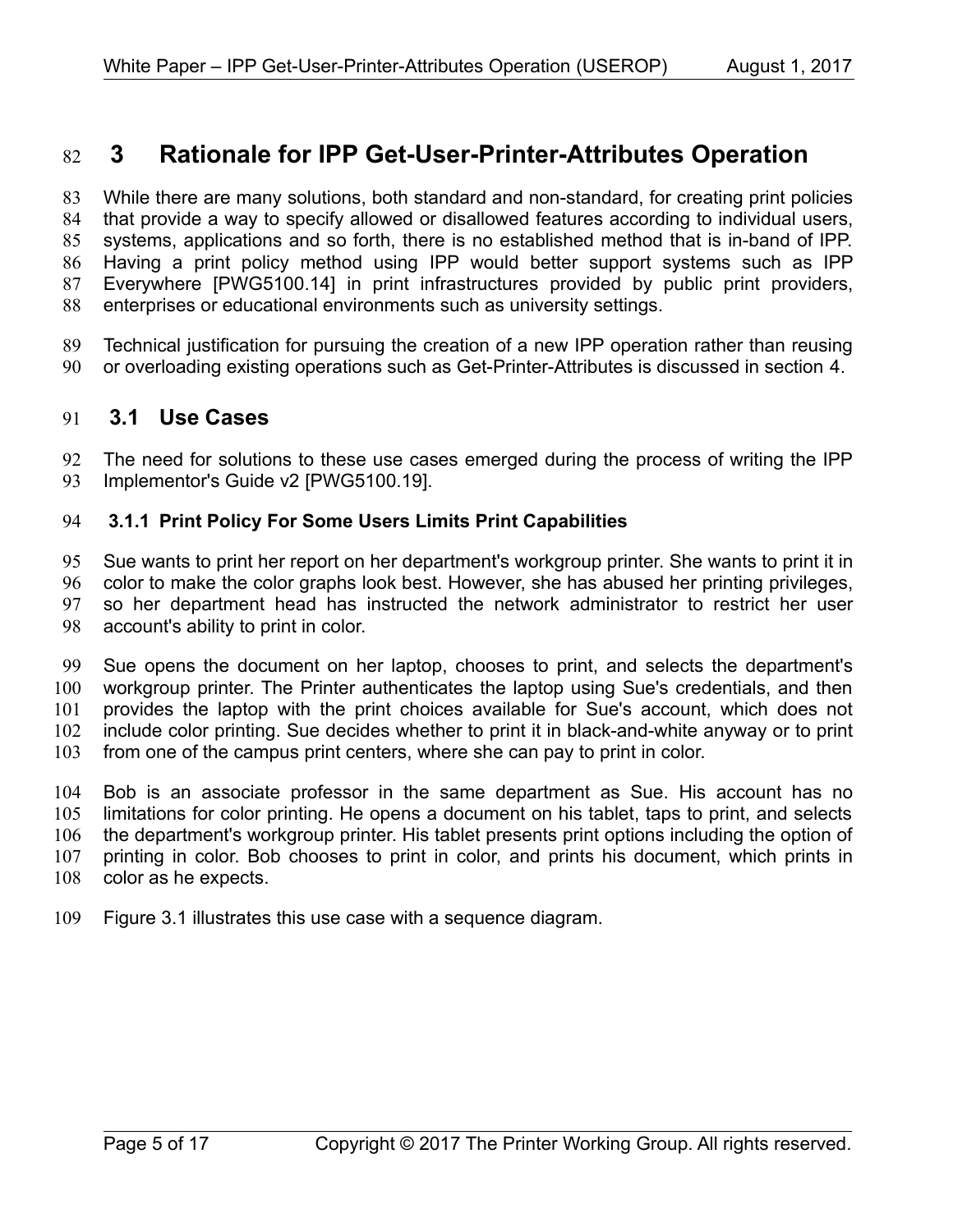# 3 Rationale for IPP Get-User-Printer-Attributes Operation

While there are many solutions, both standard and non-standard, for creating print policies that provide a way to specify allowed or disallowed features according to individual users, systems, applications and so forth, there is no established method that is in-band of IPP. Having a print policy method using IPP would better support systems such as IPP Everywhere [PWG5100.14] in print infrastructures provided by public print providers, enterprises or educational environments such as university settings.

Technical justification for pursuing the creation of a new IPP operation rather than reusing or overloading existing operations such as Get-Printer-Attributes is discussed in section 4.

## 3.1 Use Cases

The need for solutions to these use cases emerged during the process of writing the IPP Implementor's Guide v2 [PWG5100.19].

### 3.1.1 Print Policy For Some Users Limits Print Capabilities

Sue wants to print her report on her department's workgroup printer. She wants to print it in color to make the color graphs look best. However, she has abused her printing privileges, so her department head has instructed the network administrator to restrict her user account's ability to print in color.

Sue opens the document on her laptop, chooses to print, and selects the department's workgroup printer. The Printer authenticates the laptop using Sue's credentials, and then provides the laptop with the print choices available for Sue's account, which does not include color printing. Sue decides whether to print it in black-and-white anyway or to print from one of the campus print centers, where she can pay to print in color.

Bob is an associate professor in the same department as Sue. His account has no limitations for color printing. He opens a document on his tablet, taps to print, and selects the department's workgroup printer. His tablet presents print options including the option of printing in color. Bob chooses to print in color, and prints his document, which prints in color as he expects.

Figure 3.1 illustrates this use case with a sequence diagram.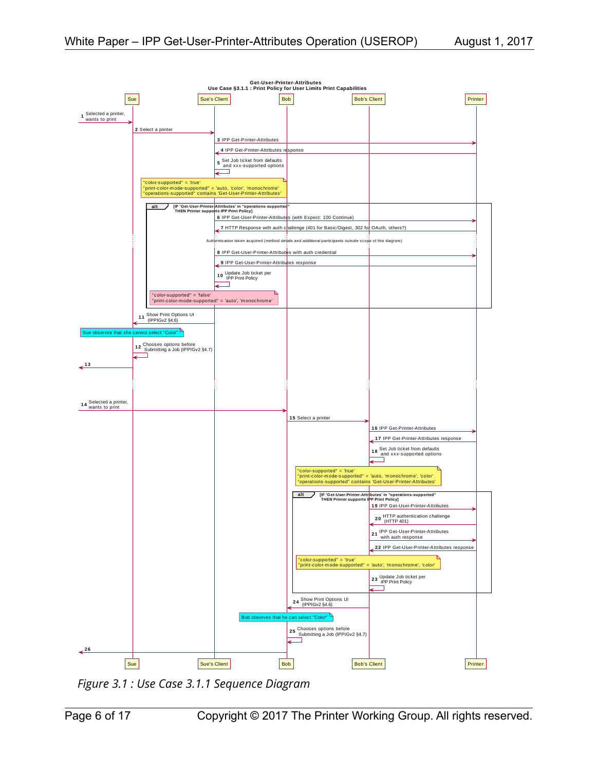**Get-User-Printer-Attributes**
**Use Case §3.1.1 : Print Policy for User Limits Print Capabilities**

Participants: Sue, Sue's Client, Bob, Bob's Client, Printer

1. Selected a printer, wants to print
2. Select a printer
3. IPP Get-Printer-Attributes
4. IPP Get-Printer-Attributes response
5. Set Job ticket from defaults and xxx-supported options

> "color-supported" = 'true'
> "print-color-mode-supported" = 'auto, 'color', 'monochrome'
> "operations-supported" contains 'Get-User-Printer-Attributes'

**alt** [IF 'Get-User-Printer-Attributes' in "operations-supported" THEN Printer supports IPP Print Policy]

6. IPP Get-User-Printer-Attributes (with Expect: 100 Continue)
7. HTTP Response with auth challenge (401 for Basic/Digest, 302 for OAuth, others?)

Authentication token acquired (method details and additional participants outside scope of this diagram)

8. IPP Get-User-Printer-Attributes with auth credential
9. IPP Get-User-Printer-Attributes response
10. Update Job ticket per IPP Print Policy

> "color-supported" = 'false'
> "print-color-mode-supported" = 'auto', 'monochrome'

11. Show Print Options UI (IPPIGv2 §4.6)

> Sue observes that she cannot select "Color"

12. Chooses options before Submitting a Job (IPPIGv2 §4.7)
13.
14. Selected a printer, wants to print
15. Select a printer
16. IPP Get-Printer-Attributes
17. IPP Get-Printer-Attributes response
18. Set Job ticket from defaults and xxx-supported options

> "color-supported" = 'true'
> "print-color-mode-supported" = 'auto, 'monochrome', 'color'
> "operations-supported" contains 'Get-User-Printer-Attributes'

**alt** [IF 'Get-User-Printer-Attributes' in "operations-supported" THEN Printer supports IPP Print Policy]

19. IPP Get-User-Printer-Attributes
20. HTTP authentication challenge (HTTP 401)
21. IPP Get-User-Printer-Attributes with auth response
22. IPP Get-User-Printer-Attributes response

> "color-supported" = 'true'
> "print-color-mode-supported" = 'auto', 'monochrome', 'color'

23. Update Job ticket per IPP Print Policy
24. Show Print Options UI (IPPIGv2 §4.6)

> Bob observes that he can select "Color"

25. Chooses options before Submitting a Job (IPPIGv2 §4.7)
26.

*Figure 3.1 : Use Case 3.1.1 Sequence Diagram*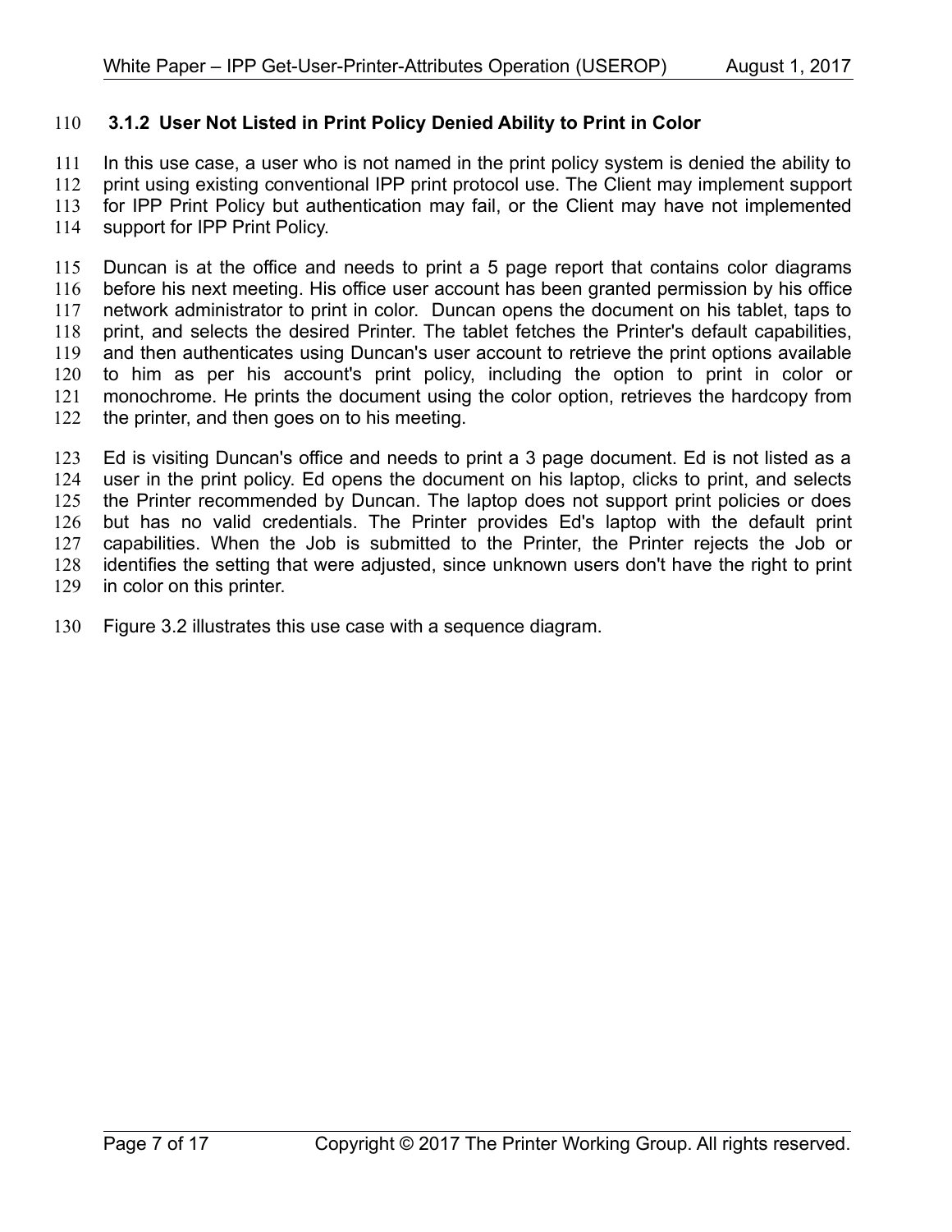### 3.1.2 User Not Listed in Print Policy Denied Ability to Print in Color

In this use case, a user who is not named in the print policy system is denied the ability to print using existing conventional IPP print protocol use. The Client may implement support for IPP Print Policy but authentication may fail, or the Client may have not implemented support for IPP Print Policy.

Duncan is at the office and needs to print a 5 page report that contains color diagrams before his next meeting. His office user account has been granted permission by his office network administrator to print in color. Duncan opens the document on his tablet, taps to print, and selects the desired Printer. The tablet fetches the Printer's default capabilities, and then authenticates using Duncan's user account to retrieve the print options available to him as per his account's print policy, including the option to print in color or monochrome. He prints the document using the color option, retrieves the hardcopy from the printer, and then goes on to his meeting.

Ed is visiting Duncan's office and needs to print a 3 page document. Ed is not listed as a user in the print policy. Ed opens the document on his laptop, clicks to print, and selects the Printer recommended by Duncan. The laptop does not support print policies or does but has no valid credentials. The Printer provides Ed's laptop with the default print capabilities. When the Job is submitted to the Printer, the Printer rejects the Job or identifies the setting that were adjusted, since unknown users don't have the right to print in color on this printer.

Figure 3.2 illustrates this use case with a sequence diagram.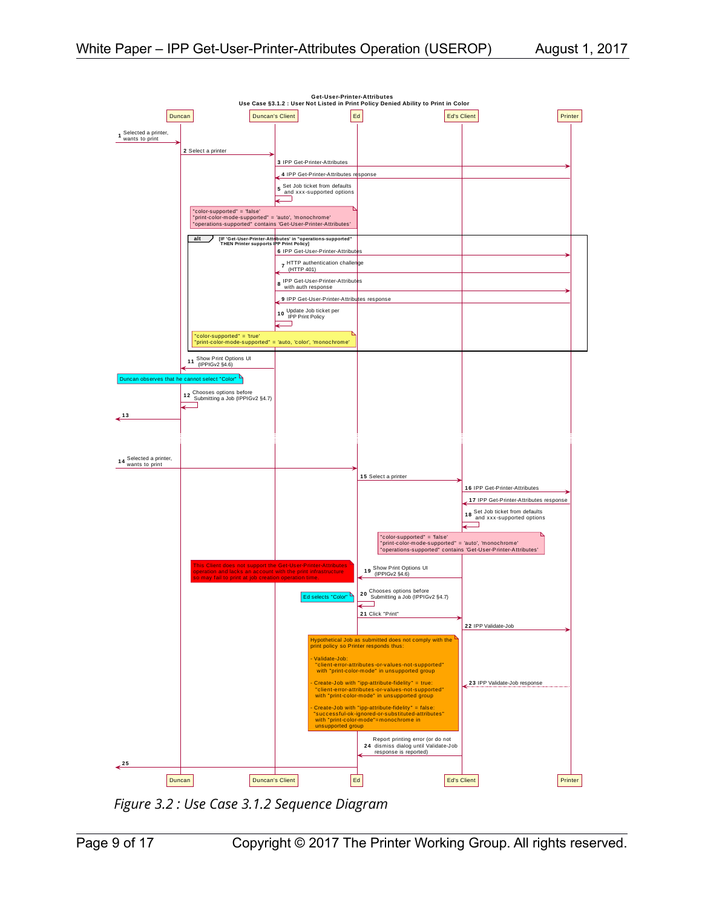**Get-User-Printer-Attributes**
**Use Case §3.1.2 : User Not Listed in Print Policy Denied Ability to Print in Color**

Participants: Duncan | Duncan's Client | Ed | Ed's Client | Printer

1. Selected a printer, wants to print
2. Select a printer
3. IPP Get-Printer-Attributes
4. IPP Get-Printer-Attributes response
5. Set Job ticket from defaults and xxx-supported options

> "color-supported" = 'false'
> "print-color-mode-supported" = 'auto', 'monochrome'
> "operations-supported" contains 'Get-User-Printer-Attributes'

**alt** [IF 'Get-User-Printer-Attributes' in "operations-supported" THEN Printer supports IPP Print Policy]

6. IPP Get-User-Printer-Attributes
7. HTTP authentication challenge (HTTP 401)
8. IPP Get-User-Printer-Attributes with auth response
9. IPP Get-User-Printer-Attributes response
10. Update Job ticket per IPP Print Policy

> "color-supported" = 'true'
> "print-color-mode-supported" = 'auto, 'color', 'monochrome'

11. Show Print Options UI (IPPIGv2 §4.6)

> Duncan observes that he cannot select "Color"

12. Chooses options before Submitting a Job (IPPIGv2 §4.7)
13. 
14. Selected a printer, wants to print
15. Select a printer
16. IPP Get-Printer-Attributes
17. IPP Get-Printer-Attributes response
18. Set Job ticket from defaults and xxx-supported options

> "color-supported" = 'false'
> "print-color-mode-supported" = 'auto', 'monochrome'
> "operations-supported" contains 'Get-User-Printer-Attributes'

> This Client does not support the Get-User-Printer-Attributes operation and lacks an account with the print infrastructure so may fail to print at job creation operation time.

19. Show Print Options UI (IPPIGv2 §4.6)
20. Chooses options before Submitting a Job (IPPIGv2 §4.7)

> Ed selects "Color"

21. Click "Print"
22. IPP Validate-Job

> Hypothetical Job as submitted does not comply with the print policy so Printer responds thus:
>
> - Validate-Job: "client-error-attributes-or-values-not-supported" with "print-color-mode" in unsupported group
> - Create-Job with "ipp-attribute-fidelity" = true: "client-error-attributes-or-values-not-supported" with "print-color-mode" in unsupported group
> - Create-Job with "ipp-attribute-fidelity" = false: "successful-ok-ignored-or-substituted-attributes" with "print-color-mode"=monochrome in unsupported group

23. IPP Validate-Job response
24. Report printing error (or do not dismiss dialog until Validate-Job response is reported)
25. 

*Figure 3.2 : Use Case 3.1.2 Sequence Diagram*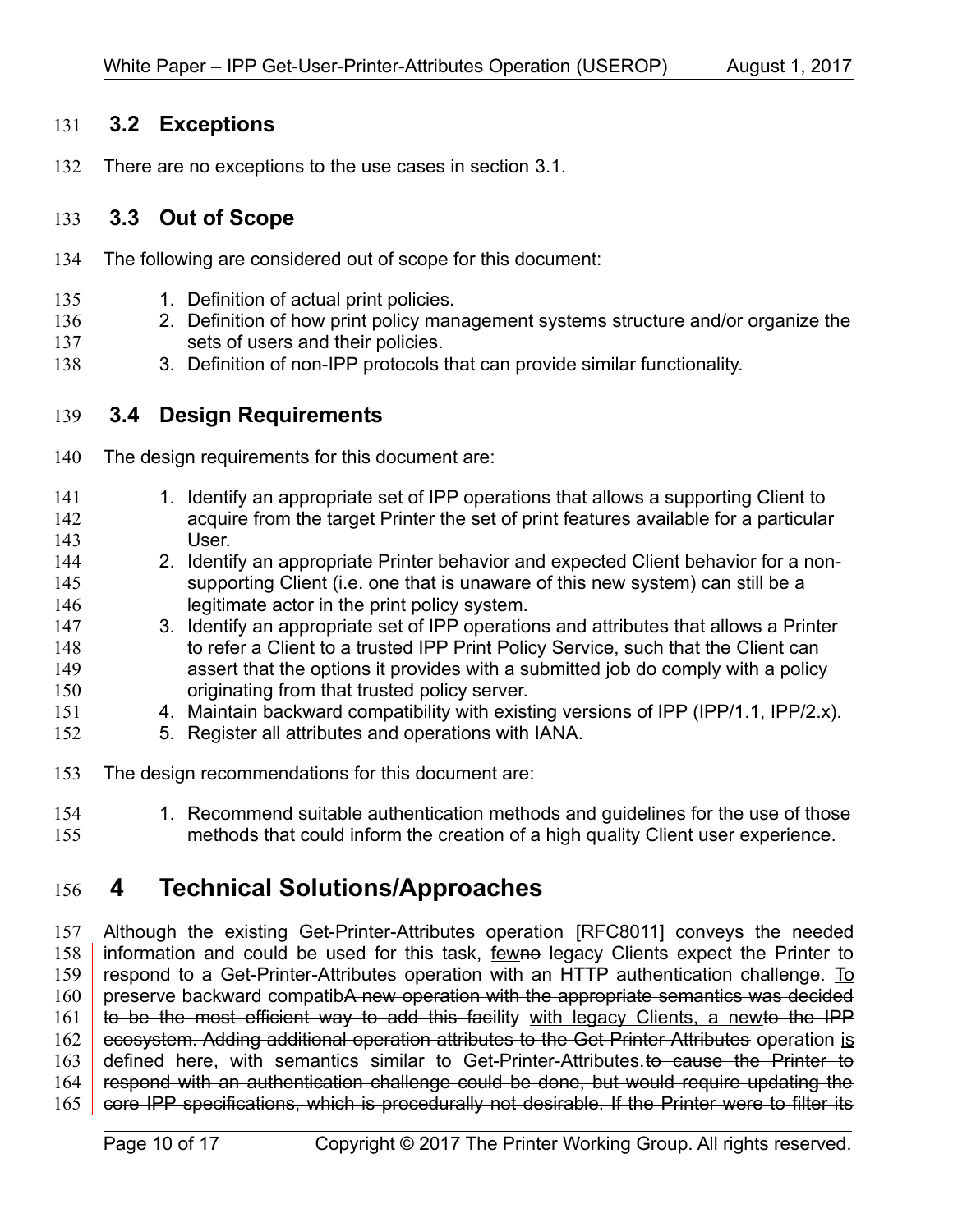## 3.2 Exceptions

There are no exceptions to the use cases in section 3.1.

## 3.3 Out of Scope

The following are considered out of scope for this document:

1. Definition of actual print policies.
2. Definition of how print policy management systems structure and/or organize the sets of users and their policies.
3. Definition of non-IPP protocols that can provide similar functionality.

## 3.4 Design Requirements

The design requirements for this document are:

1. Identify an appropriate set of IPP operations that allows a supporting Client to acquire from the target Printer the set of print features available for a particular User.
2. Identify an appropriate Printer behavior and expected Client behavior for a non-supporting Client (i.e. one that is unaware of this new system) can still be a legitimate actor in the print policy system.
3. Identify an appropriate set of IPP operations and attributes that allows a Printer to refer a Client to a trusted IPP Print Policy Service, such that the Client can assert that the options it provides with a submitted job do comply with a policy originating from that trusted policy server.
4. Maintain backward compatibility with existing versions of IPP (IPP/1.1, IPP/2.x).
5. Register all attributes and operations with IANA.

The design recommendations for this document are:

1. Recommend suitable authentication methods and guidelines for the use of those methods that could inform the creation of a high quality Client user experience.

# 4 Technical Solutions/Approaches

Although the existing Get-Printer-Attributes operation [RFC8011] conveys the needed information and could be used for this task, ~~no~~ few legacy Clients expect the Printer to respond to a Get-Printer-Attributes operation with an HTTP authentication challenge. ~~A new operation with the appropriate semantics was decided to be the most efficient way to add this facility to the IPP ecosystem. Adding additional operation attributes to the Get-Printer-Attributes~~ To preserve backward compatibility with legacy Clients, a new operation is defined here, with semantics similar to Get-Printer-Attributes. ~~to cause the Printer to respond with an authentication challenge could be done, but would require updating the core IPP specifications, which is procedurally not desirable. If the Printer were to filter its~~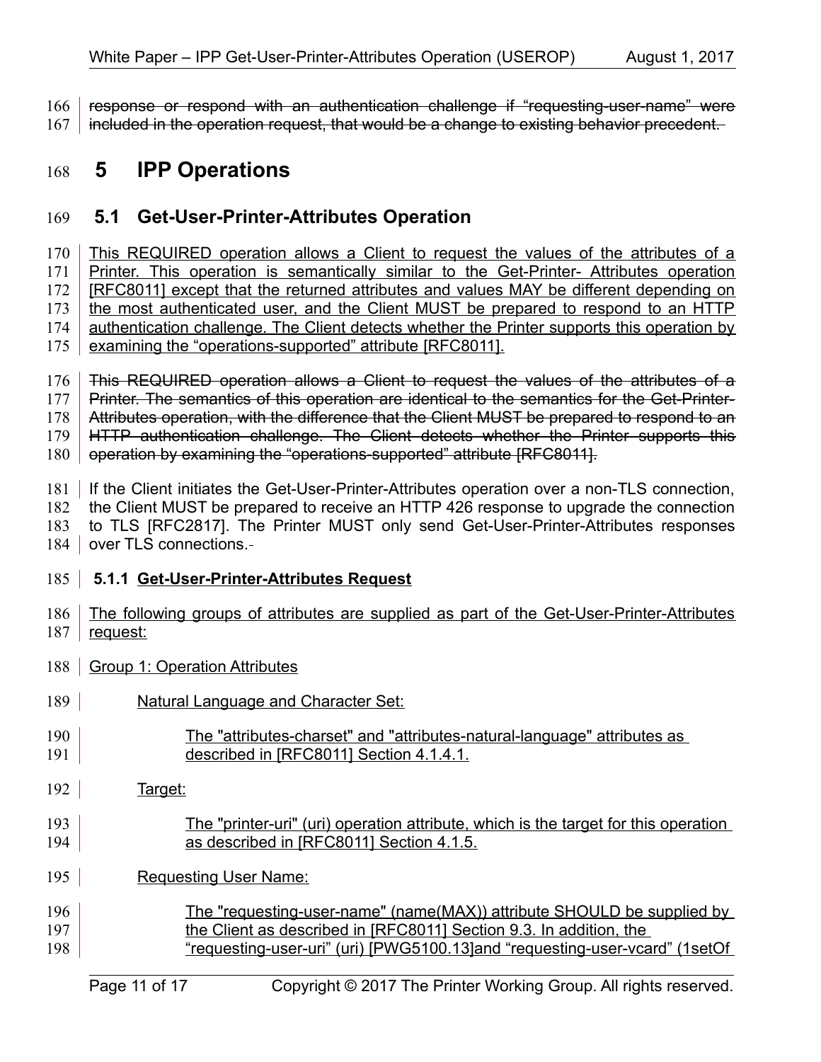response or respond with an authentication challenge if "requesting-user-name" were included in the operation request, that would be a change to existing behavior precedent.

# 5 IPP Operations

## 5.1 Get-User-Printer-Attributes Operation

This REQUIRED operation allows a Client to request the values of the attributes of a Printer. This operation is semantically similar to the Get-Printer- Attributes operation [RFC8011] except that the returned attributes and values MAY be different depending on the most authenticated user, and the Client MUST be prepared to respond to an HTTP authentication challenge. The Client detects whether the Printer supports this operation by examining the "operations-supported" attribute [RFC8011].

This REQUIRED operation allows a Client to request the values of the attributes of a Printer. The semantics of this operation are identical to the semantics for the Get-Printer-Attributes operation, with the difference that the Client MUST be prepared to respond to an HTTP authentication challenge. The Client detects whether the Printer supports this operation by examining the "operations-supported" attribute [RFC8011].

If the Client initiates the Get-User-Printer-Attributes operation over a non-TLS connection, the Client MUST be prepared to receive an HTTP 426 response to upgrade the connection to TLS [RFC2817]. The Printer MUST only send Get-User-Printer-Attributes responses over TLS connections.

### 5.1.1 Get-User-Printer-Attributes Request

The following groups of attributes are supplied as part of the Get-User-Printer-Attributes request:

Group 1: Operation Attributes

Natural Language and Character Set:

The "attributes-charset" and "attributes-natural-language" attributes as described in [RFC8011] Section 4.1.4.1.

Target:

The "printer-uri" (uri) operation attribute, which is the target for this operation as described in [RFC8011] Section 4.1.5.

Requesting User Name:

The "requesting-user-name" (name(MAX)) attribute SHOULD be supplied by the Client as described in [RFC8011] Section 9.3. In addition, the "requesting-user-uri" (uri) [PWG5100.13]and "requesting-user-vcard" (1setOf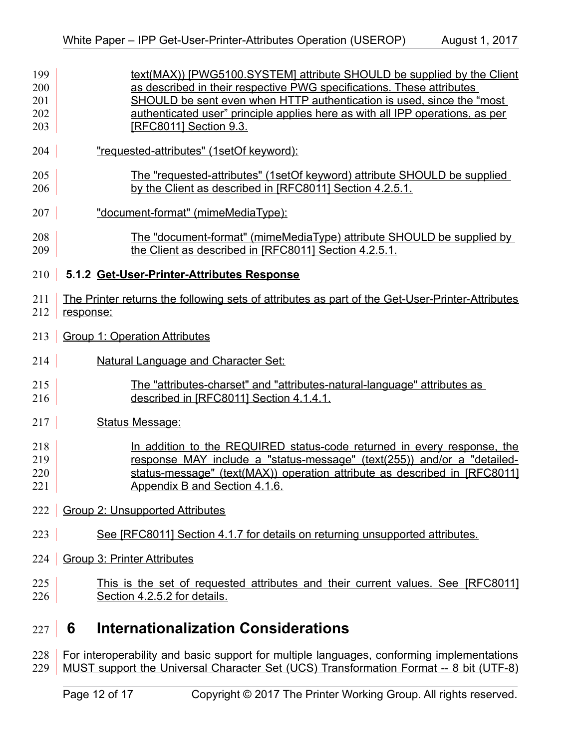text(MAX)) [PWG5100.SYSTEM] attribute SHOULD be supplied by the Client as described in their respective PWG specifications. These attributes SHOULD be sent even when HTTP authentication is used, since the "most authenticated user" principle applies here as with all IPP operations, as per [RFC8011] Section 9.3.

"requested-attributes" (1setOf keyword):

The "requested-attributes" (1setOf keyword) attribute SHOULD be supplied by the Client as described in [RFC8011] Section 4.2.5.1.

"document-format" (mimeMediaType):

The "document-format" (mimeMediaType) attribute SHOULD be supplied by the Client as described in [RFC8011] Section 4.2.5.1.

### 5.1.2 Get-User-Printer-Attributes Response

The Printer returns the following sets of attributes as part of the Get-User-Printer-Attributes response:

Group 1: Operation Attributes

Natural Language and Character Set:

The "attributes-charset" and "attributes-natural-language" attributes as described in [RFC8011] Section 4.1.4.1.

Status Message:

In addition to the REQUIRED status-code returned in every response, the response MAY include a "status-message" (text(255)) and/or a "detailed-status-message" (text(MAX)) operation attribute as described in [RFC8011] Appendix B and Section 4.1.6.

Group 2: Unsupported Attributes

See [RFC8011] Section 4.1.7 for details on returning unsupported attributes.

Group 3: Printer Attributes

This is the set of requested attributes and their current values. See [RFC8011] Section 4.2.5.2 for details.

# 6 Internationalization Considerations

For interoperability and basic support for multiple languages, conforming implementations MUST support the Universal Character Set (UCS) Transformation Format -- 8 bit (UTF-8)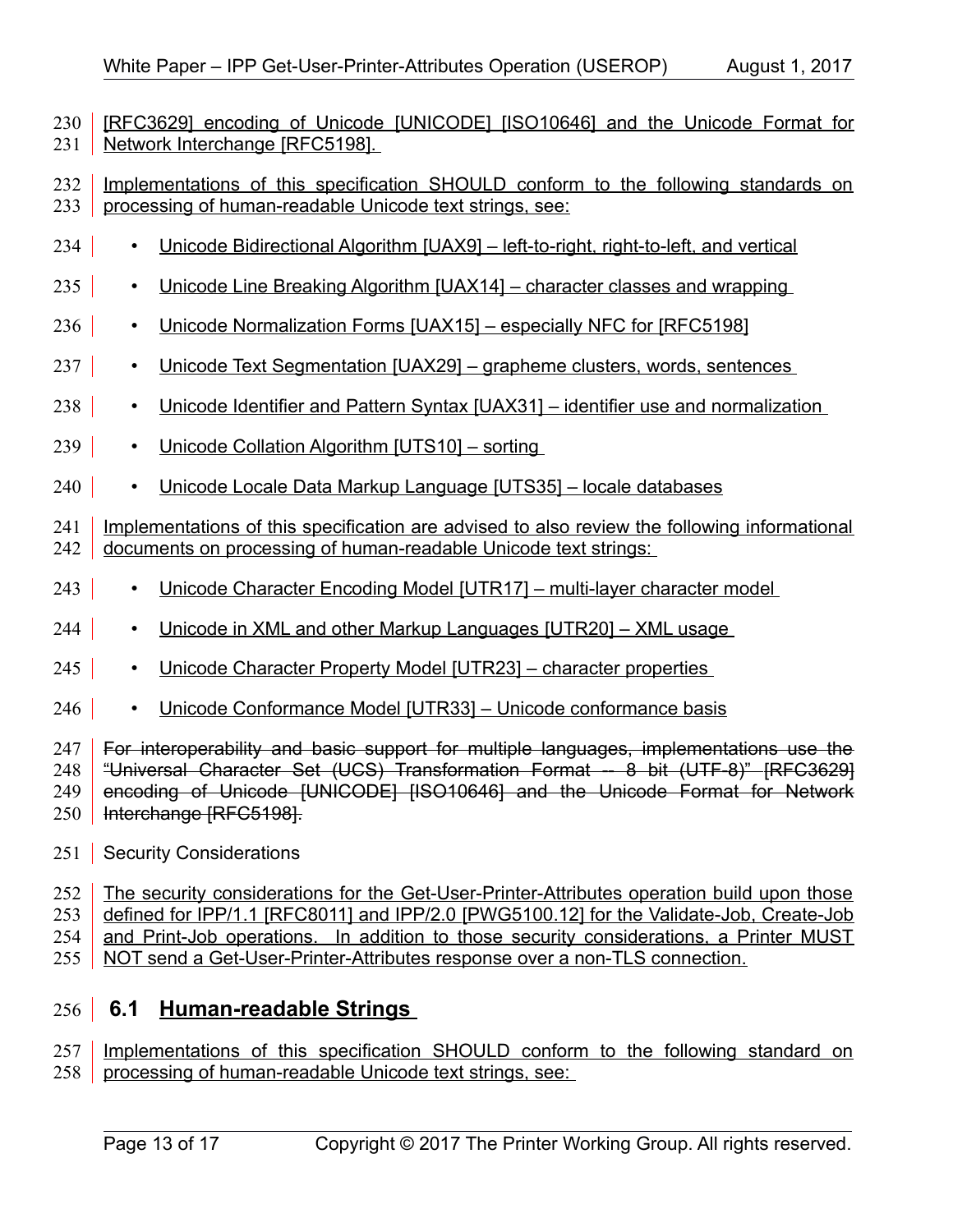[RFC3629] encoding of Unicode [UNICODE] [ISO10646] and the Unicode Format for Network Interchange [RFC5198].

Implementations of this specification SHOULD conform to the following standards on processing of human-readable Unicode text strings, see:

- Unicode Bidirectional Algorithm [UAX9] – left-to-right, right-to-left, and vertical
- Unicode Line Breaking Algorithm [UAX14] – character classes and wrapping
- Unicode Normalization Forms [UAX15] – especially NFC for [RFC5198]
- Unicode Text Segmentation [UAX29] – grapheme clusters, words, sentences
- Unicode Identifier and Pattern Syntax [UAX31] – identifier use and normalization
- Unicode Collation Algorithm [UTS10] – sorting
- Unicode Locale Data Markup Language [UTS35] – locale databases

Implementations of this specification are advised to also review the following informational documents on processing of human-readable Unicode text strings:

- Unicode Character Encoding Model [UTR17] – multi-layer character model
- Unicode in XML and other Markup Languages [UTR20] – XML usage
- Unicode Character Property Model [UTR23] – character properties
- Unicode Conformance Model [UTR33] – Unicode conformance basis

~~For interoperability and basic support for multiple languages, implementations use the "Universal Character Set (UCS) Transformation Format -- 8 bit (UTF-8)" [RFC3629] encoding of Unicode [UNICODE] [ISO10646] and the Unicode Format for Network Interchange [RFC5198].~~

Security Considerations

The security considerations for the Get-User-Printer-Attributes operation build upon those defined for IPP/1.1 [RFC8011] and IPP/2.0 [PWG5100.12] for the Validate-Job, Create-Job and Print-Job operations. In addition to those security considerations, a Printer MUST NOT send a Get-User-Printer-Attributes response over a non-TLS connection.

## 6.1 Human-readable Strings

Implementations of this specification SHOULD conform to the following standard on processing of human-readable Unicode text strings, see: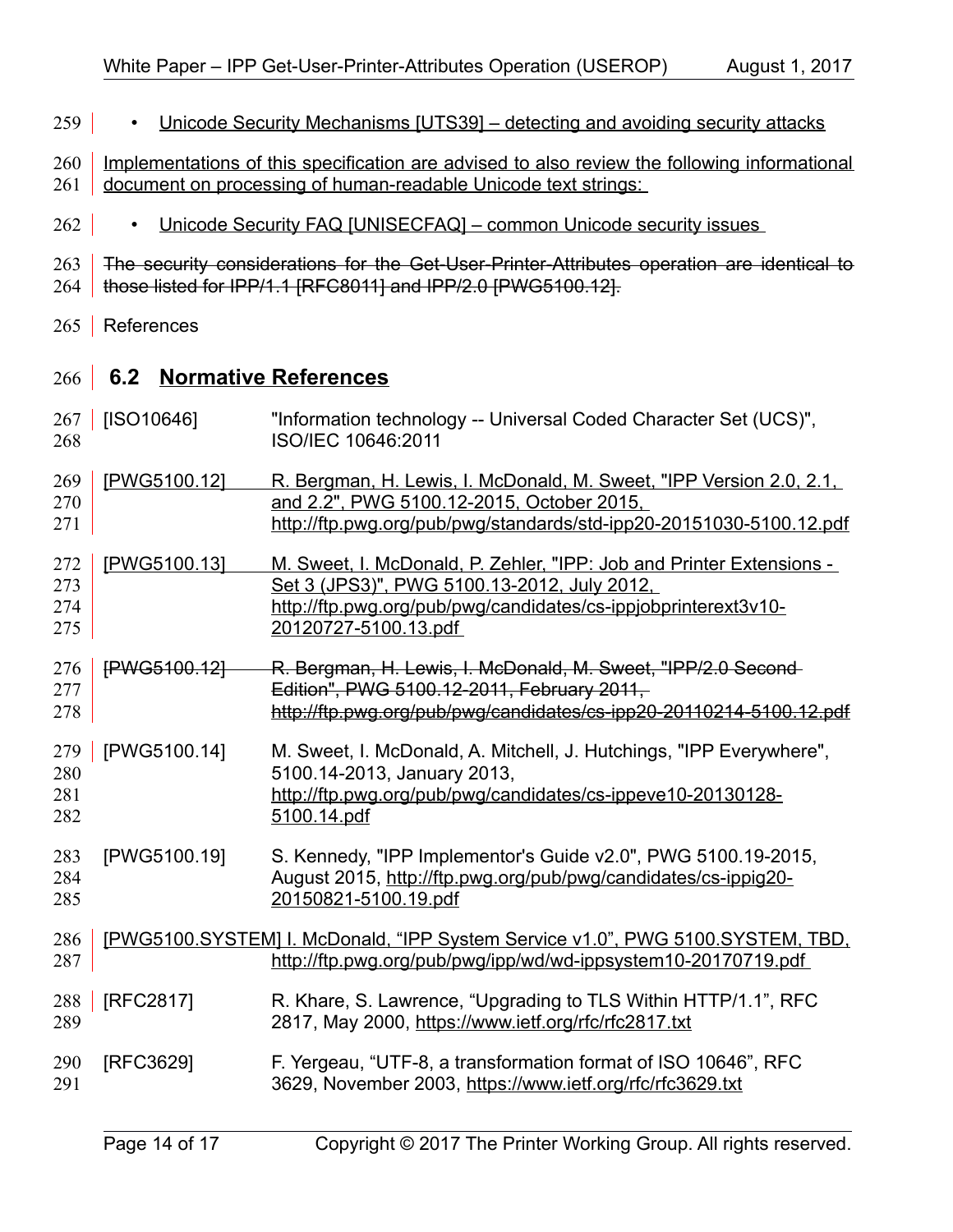- Unicode Security Mechanisms [UTS39] – detecting and avoiding security attacks

Implementations of this specification are advised to also review the following informational document on processing of human-readable Unicode text strings:

- Unicode Security FAQ [UNISECFAQ] – common Unicode security issues

~~The security considerations for the Get-User-Printer-Attributes operation are identical to those listed for IPP/1.1 [RFC8011] and IPP/2.0 [PWG5100.12].~~

References

## 6.2 Normative References

| | |
|---|---|
| [ISO10646] | "Information technology -- Universal Coded Character Set (UCS)", ISO/IEC 10646:2011 |
| [PWG5100.12] | R. Bergman, H. Lewis, I. McDonald, M. Sweet, "IPP Version 2.0, 2.1, and 2.2", PWG 5100.12-2015, October 2015, http://ftp.pwg.org/pub/pwg/standards/std-ipp20-20151030-5100.12.pdf |
| [PWG5100.13] | M. Sweet, I. McDonald, P. Zehler, "IPP: Job and Printer Extensions - Set 3 (JPS3)", PWG 5100.13-2012, July 2012, http://ftp.pwg.org/pub/pwg/candidates/cs-ippjobprinterext3v10-20120727-5100.13.pdf |
| ~~[PWG5100.12]~~ | ~~R. Bergman, H. Lewis, I. McDonald, M. Sweet, "IPP/2.0 Second Edition", PWG 5100.12-2011, February 2011, http://ftp.pwg.org/pub/pwg/candidates/cs-ipp20-20110214-5100.12.pdf~~ |
| [PWG5100.14] | M. Sweet, I. McDonald, A. Mitchell, J. Hutchings, "IPP Everywhere", 5100.14-2013, January 2013, http://ftp.pwg.org/pub/pwg/candidates/cs-ippeve10-20130128-5100.14.pdf |
| [PWG5100.19] | S. Kennedy, "IPP Implementor's Guide v2.0", PWG 5100.19-2015, August 2015, http://ftp.pwg.org/pub/pwg/candidates/cs-ippig20-20150821-5100.19.pdf |
| [PWG5100.SYSTEM] | I. McDonald, "IPP System Service v1.0", PWG 5100.SYSTEM, TBD, http://ftp.pwg.org/pub/pwg/ipp/wd/wd-ippsystem10-20170719.pdf |
| [RFC2817] | R. Khare, S. Lawrence, "Upgrading to TLS Within HTTP/1.1", RFC 2817, May 2000, https://www.ietf.org/rfc/rfc2817.txt |
| [RFC3629] | F. Yergeau, "UTF-8, a transformation format of ISO 10646", RFC 3629, November 2003, https://www.ietf.org/rfc/rfc3629.txt |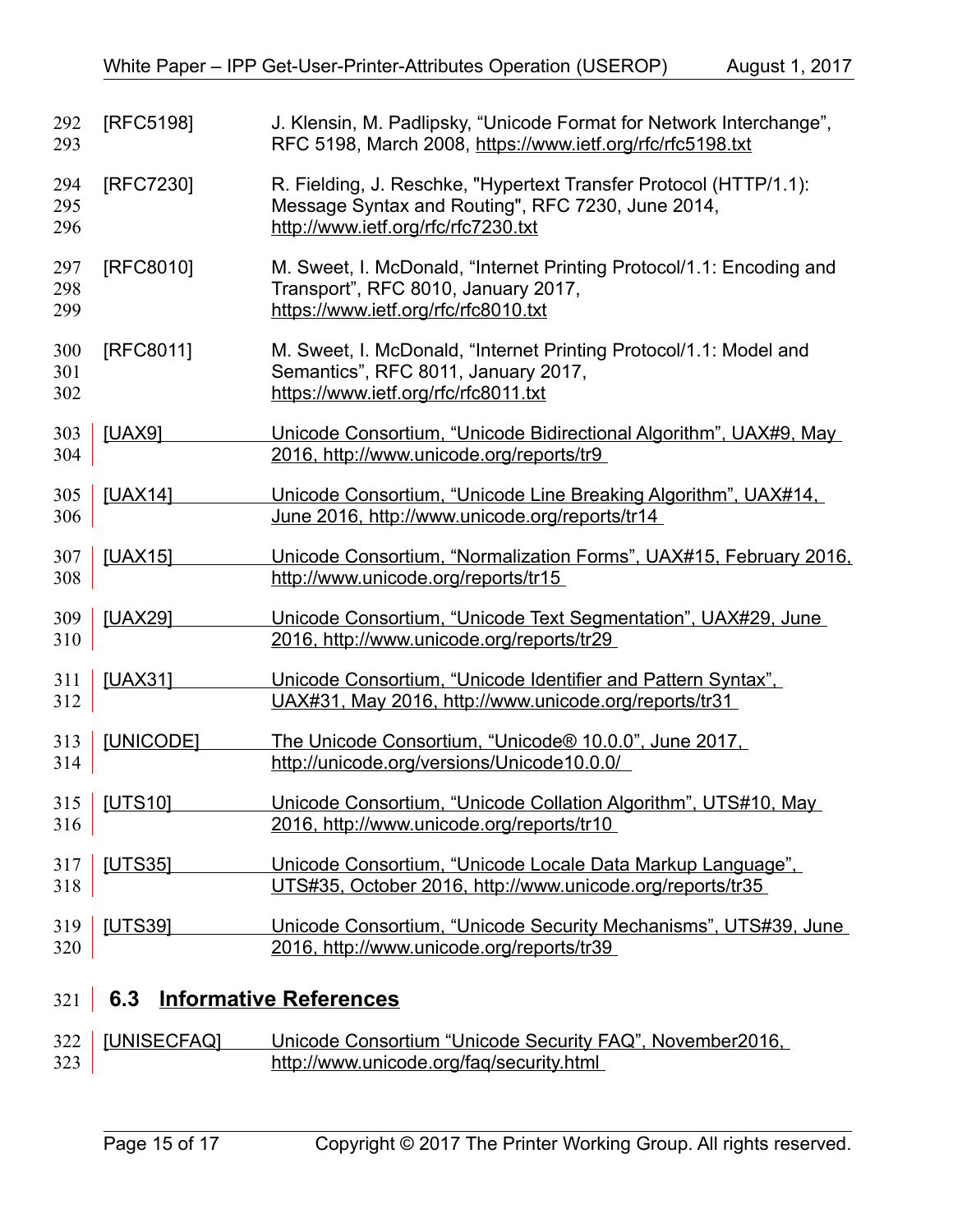[RFC5198] J. Klensin, M. Padlipsky, “Unicode Format for Network Interchange”, RFC 5198, March 2008, https://www.ietf.org/rfc/rfc5198.txt

[RFC7230] R. Fielding, J. Reschke, "Hypertext Transfer Protocol (HTTP/1.1): Message Syntax and Routing", RFC 7230, June 2014, http://www.ietf.org/rfc/rfc7230.txt

[RFC8010] M. Sweet, I. McDonald, “Internet Printing Protocol/1.1: Encoding and Transport”, RFC 8010, January 2017, https://www.ietf.org/rfc/rfc8010.txt

[RFC8011] M. Sweet, I. McDonald, “Internet Printing Protocol/1.1: Model and Semantics”, RFC 8011, January 2017, https://www.ietf.org/rfc/rfc8011.txt

[UAX9] Unicode Consortium, “Unicode Bidirectional Algorithm”, UAX#9, May 2016, http://www.unicode.org/reports/tr9

[UAX14] Unicode Consortium, “Unicode Line Breaking Algorithm”, UAX#14, June 2016, http://www.unicode.org/reports/tr14

[UAX15] Unicode Consortium, “Normalization Forms”, UAX#15, February 2016, http://www.unicode.org/reports/tr15

[UAX29] Unicode Consortium, “Unicode Text Segmentation”, UAX#29, June 2016, http://www.unicode.org/reports/tr29

[UAX31] Unicode Consortium, “Unicode Identifier and Pattern Syntax”, UAX#31, May 2016, http://www.unicode.org/reports/tr31

[UNICODE] The Unicode Consortium, “Unicode® 10.0.0”, June 2017, http://unicode.org/versions/Unicode10.0.0/

[UTS10] Unicode Consortium, “Unicode Collation Algorithm”, UTS#10, May 2016, http://www.unicode.org/reports/tr10

[UTS35] Unicode Consortium, “Unicode Locale Data Markup Language”, UTS#35, October 2016, http://www.unicode.org/reports/tr35

[UTS39] Unicode Consortium, “Unicode Security Mechanisms”, UTS#39, June 2016, http://www.unicode.org/reports/tr39

## 6.3 Informative References

[UNISECFAQ] Unicode Consortium “Unicode Security FAQ”, November2016, http://www.unicode.org/faq/security.html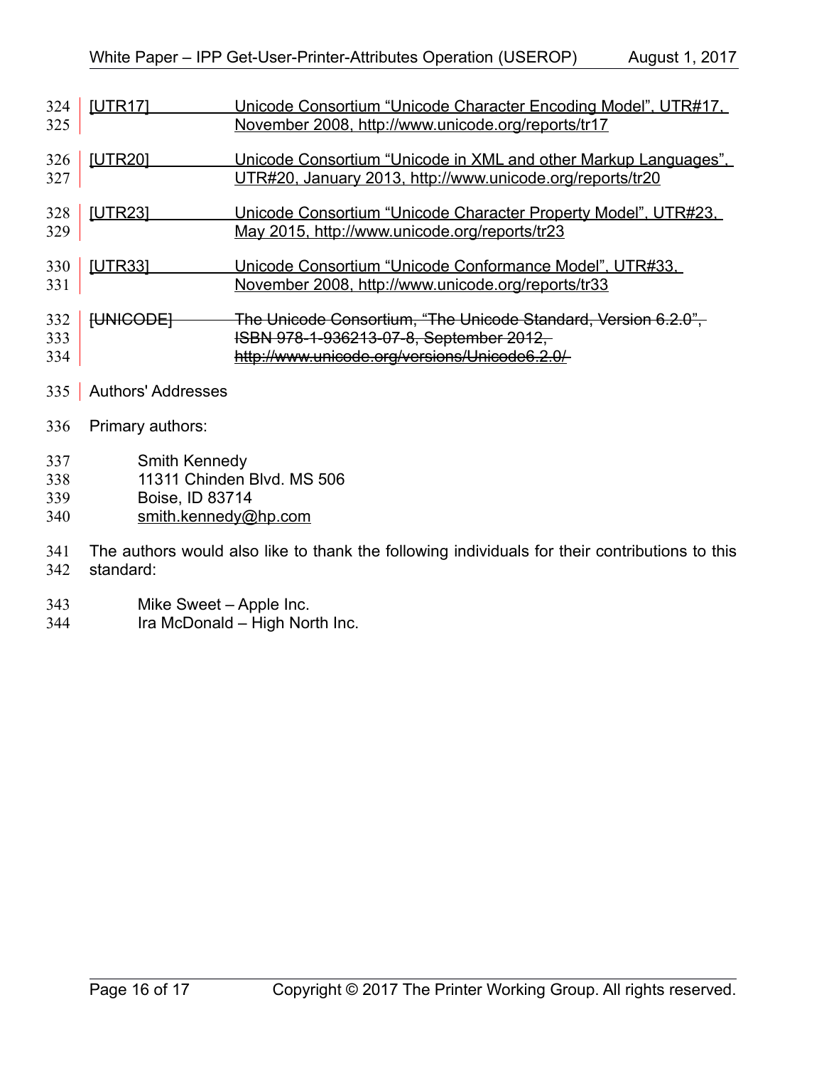[UTR17] Unicode Consortium “Unicode Character Encoding Model”, UTR#17, November 2008, http://www.unicode.org/reports/tr17

[UTR20] Unicode Consortium “Unicode in XML and other Markup Languages”, UTR#20, January 2013, http://www.unicode.org/reports/tr20

[UTR23] Unicode Consortium “Unicode Character Property Model”, UTR#23, May 2015, http://www.unicode.org/reports/tr23

[UTR33] Unicode Consortium “Unicode Conformance Model”, UTR#33, November 2008, http://www.unicode.org/reports/tr33

~~[UNICODE] The Unicode Consortium, “The Unicode Standard, Version 6.2.0”, ISBN 978-1-936213-07-8, September 2012, http://www.unicode.org/versions/Unicode6.2.0/~~

Authors' Addresses

Primary authors:

Smith Kennedy
11311 Chinden Blvd. MS 506
Boise, ID 83714
smith.kennedy@hp.com

The authors would also like to thank the following individuals for their contributions to this standard:

Mike Sweet – Apple Inc.
Ira McDonald – High North Inc.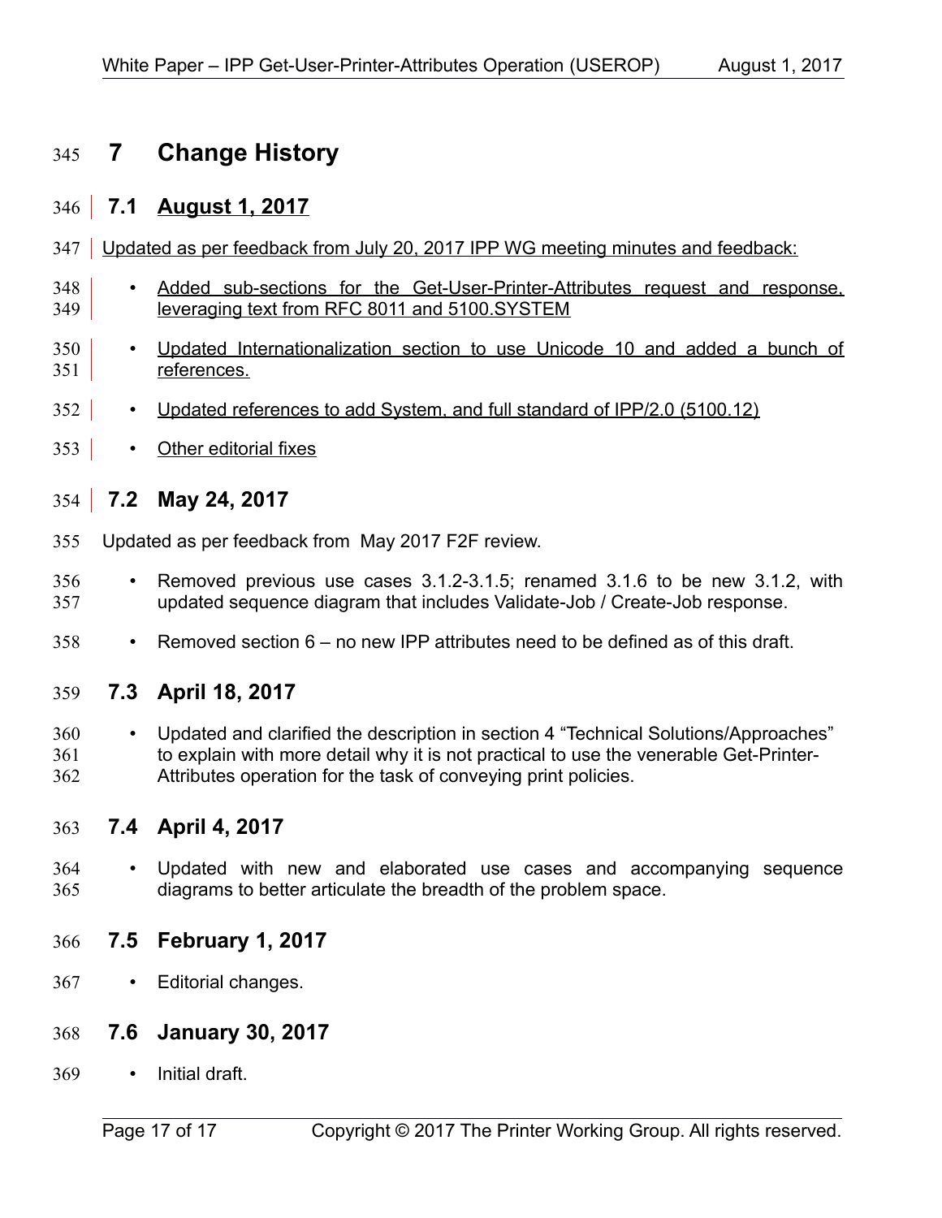# 7 Change History

## 7.1 August 1, 2017

Updated as per feedback from July 20, 2017 IPP WG meeting minutes and feedback:

- Added sub-sections for the Get-User-Printer-Attributes request and response, leveraging text from RFC 8011 and 5100.SYSTEM
- Updated Internationalization section to use Unicode 10 and added a bunch of references.
- Updated references to add System, and full standard of IPP/2.0 (5100.12)
- Other editorial fixes

## 7.2 May 24, 2017

Updated as per feedback from May 2017 F2F review.

- Removed previous use cases 3.1.2-3.1.5; renamed 3.1.6 to be new 3.1.2, with updated sequence diagram that includes Validate-Job / Create-Job response.
- Removed section 6 – no new IPP attributes need to be defined as of this draft.

## 7.3 April 18, 2017

- Updated and clarified the description in section 4 "Technical Solutions/Approaches" to explain with more detail why it is not practical to use the venerable Get-Printer-Attributes operation for the task of conveying print policies.

## 7.4 April 4, 2017

- Updated with new and elaborated use cases and accompanying sequence diagrams to better articulate the breadth of the problem space.

## 7.5 February 1, 2017

- Editorial changes.

## 7.6 January 30, 2017

- Initial draft.